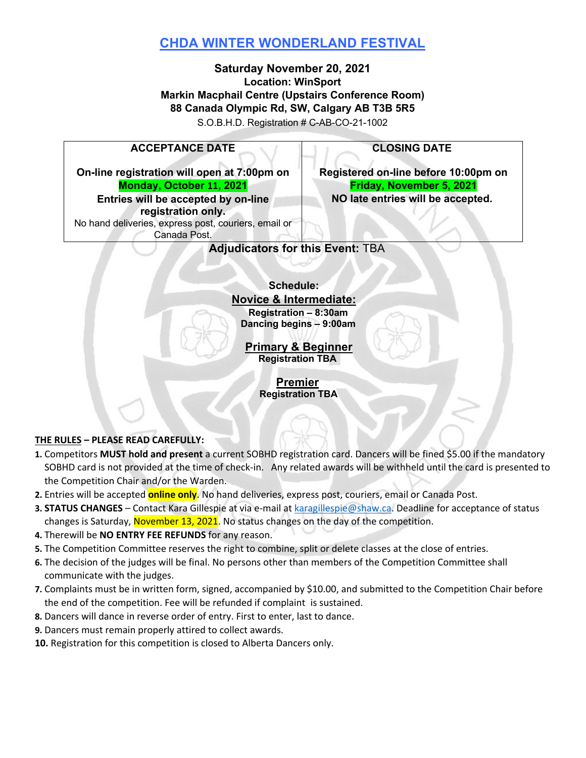# CHDA WINTER WONDERLAND FESTIVAL

**Saturday November 20, 2021**
**Location: WinSport**
**Markin Macphail Centre (Upstairs Conference Room)**
**88 Canada Olympic Rd, SW, Calgary AB T3B 5R5**

S.O.B.H.D. Registration # C-AB-CO-21-1002

| ACCEPTANCE DATE | CLOSING DATE |
|---|---|
| **On-line registration will open at 7:00pm on Monday, October 11, 2021** **Entries will be accepted by on-line registration only.** No hand deliveries, express post, couriers, email or Canada Post. | **Registered on-line before 10:00pm on Friday, November 5, 2021** **NO late entries will be accepted.** |

**Adjudicators for this Event:** TBA

**Schedule:**

**Novice & Intermediate:**
**Registration – 8:30am**
**Dancing begins – 9:00am**

**Primary & Beginner**
**Registration TBA**

**Premier**
**Registration TBA**

**THE RULES – PLEASE READ CAREFULLY:**

1. Competitors **MUST hold and present** a current SOBHD registration card. Dancers will be fined $5.00 if the mandatory SOBHD card is not provided at the time of check-in. Any related awards will be withheld until the card is presented to the Competition Chair and/or the Warden.
2. Entries will be accepted **online only**. No hand deliveries, express post, couriers, email or Canada Post.
3. **STATUS CHANGES** – Contact Kara Gillespie at via e-mail at karagillespie@shaw.ca. Deadline for acceptance of status changes is Saturday, November 13, 2021. No status changes on the day of the competition.
4. Therewill be **NO ENTRY FEE REFUNDS** for any reason.
5. The Competition Committee reserves the right to combine, split or delete classes at the close of entries.
6. The decision of the judges will be final. No persons other than members of the Competition Committee shall communicate with the judges.
7. Complaints must be in written form, signed, accompanied by $10.00, and submitted to the Competition Chair before the end of the competition. Fee will be refunded if complaint is sustained.
8. Dancers will dance in reverse order of entry. First to enter, last to dance.
9. Dancers must remain properly attired to collect awards.
10. Registration for this competition is closed to Alberta Dancers only.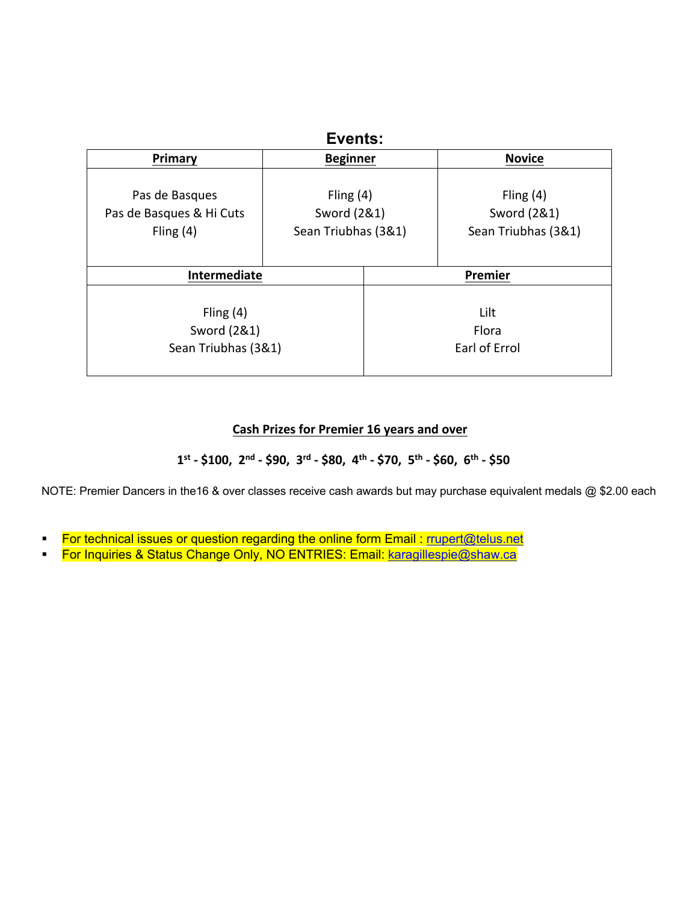## Events:

| Primary | Beginner | Novice |
|---|---|---|
| Pas de Basques<br>Pas de Basques & Hi Cuts<br>Fling (4) | Fling (4)<br>Sword (2&1)<br>Sean Triubhas (3&1) | Fling (4)<br>Sword (2&1)<br>Sean Triubhas (3&1) |

| Intermediate | Premier |
|---|---|
| Fling (4)<br>Sword (2&1)<br>Sean Triubhas (3&1) | Lilt<br>Flora<br>Earl of Errol |

**Cash Prizes for Premier 16 years and over**

**1st - $100, 2nd - $90, 3rd - $80, 4th - $70, 5th - $60, 6th - $50**

NOTE: Premier Dancers in the16 & over classes receive cash awards but may purchase equivalent medals @ $2.00 each

- For technical issues or question regarding the online form Email : rrupert@telus.net
- For Inquiries & Status Change Only, NO ENTRIES: Email: karagillespie@shaw.ca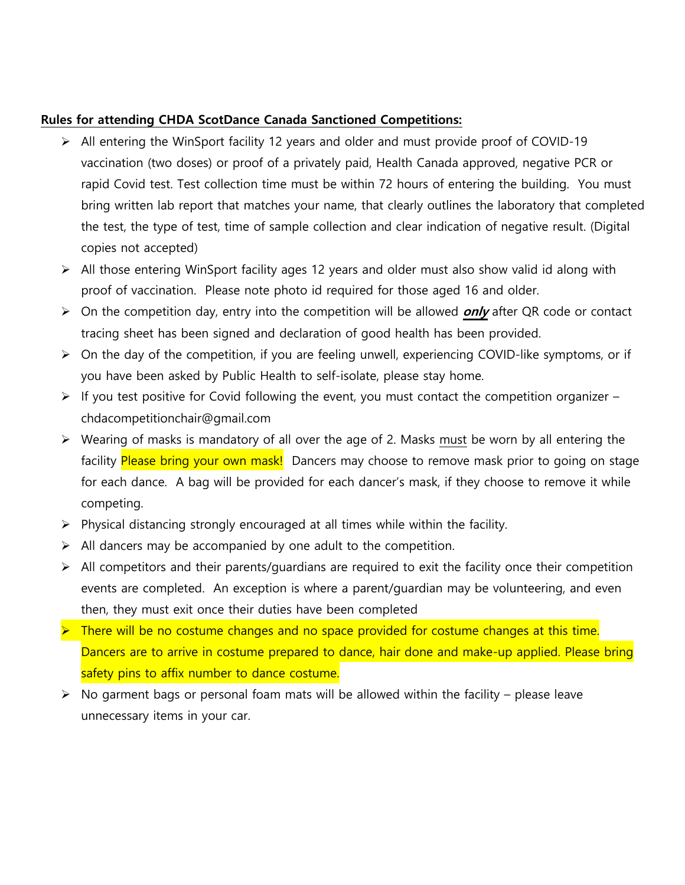**Rules for attending CHDA ScotDance Canada Sanctioned Competitions:**

- All entering the WinSport facility 12 years and older and must provide proof of COVID-19 vaccination (two doses) or proof of a privately paid, Health Canada approved, negative PCR or rapid Covid test. Test collection time must be within 72 hours of entering the building. You must bring written lab report that matches your name, that clearly outlines the laboratory that completed the test, the type of test, time of sample collection and clear indication of negative result. (Digital copies not accepted)
- All those entering WinSport facility ages 12 years and older must also show valid id along with proof of vaccination. Please note photo id required for those aged 16 and older.
- On the competition day, entry into the competition will be allowed ***only*** after QR code or contact tracing sheet has been signed and declaration of good health has been provided.
- On the day of the competition, if you are feeling unwell, experiencing COVID-like symptoms, or if you have been asked by Public Health to self-isolate, please stay home.
- If you test positive for Covid following the event, you must contact the competition organizer – chdacompetitionchair@gmail.com
- Wearing of masks is mandatory of all over the age of 2. Masks must be worn by all entering the facility Please bring your own mask! Dancers may choose to remove mask prior to going on stage for each dance. A bag will be provided for each dancer's mask, if they choose to remove it while competing.
- Physical distancing strongly encouraged at all times while within the facility.
- All dancers may be accompanied by one adult to the competition.
- All competitors and their parents/guardians are required to exit the facility once their competition events are completed. An exception is where a parent/guardian may be volunteering, and even then, they must exit once their duties have been completed
- There will be no costume changes and no space provided for costume changes at this time. Dancers are to arrive in costume prepared to dance, hair done and make-up applied. Please bring safety pins to affix number to dance costume.
- No garment bags or personal foam mats will be allowed within the facility – please leave unnecessary items in your car.